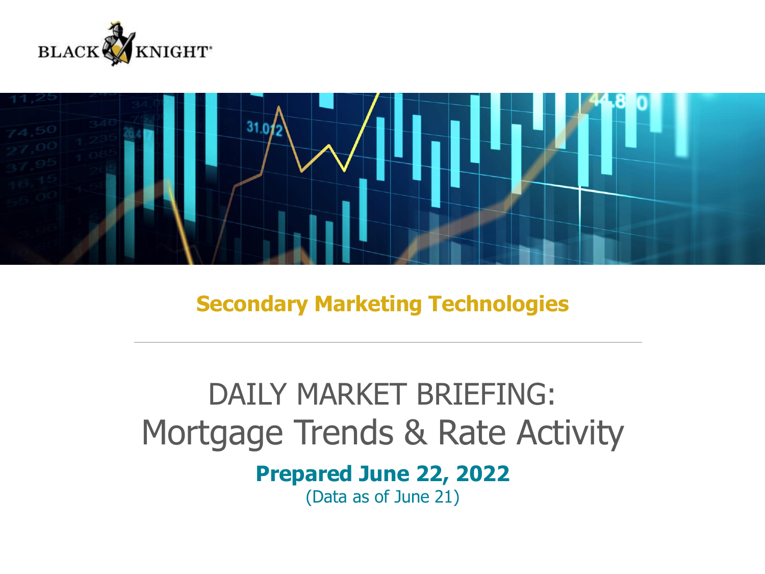BLACK KNIGHT

## Secondary Marketing Technologies

# DAILY MARKET BRIEFING: Mortgage Trends & Rate Activity

**Prepared June 22, 2022**

(Data as of June 21)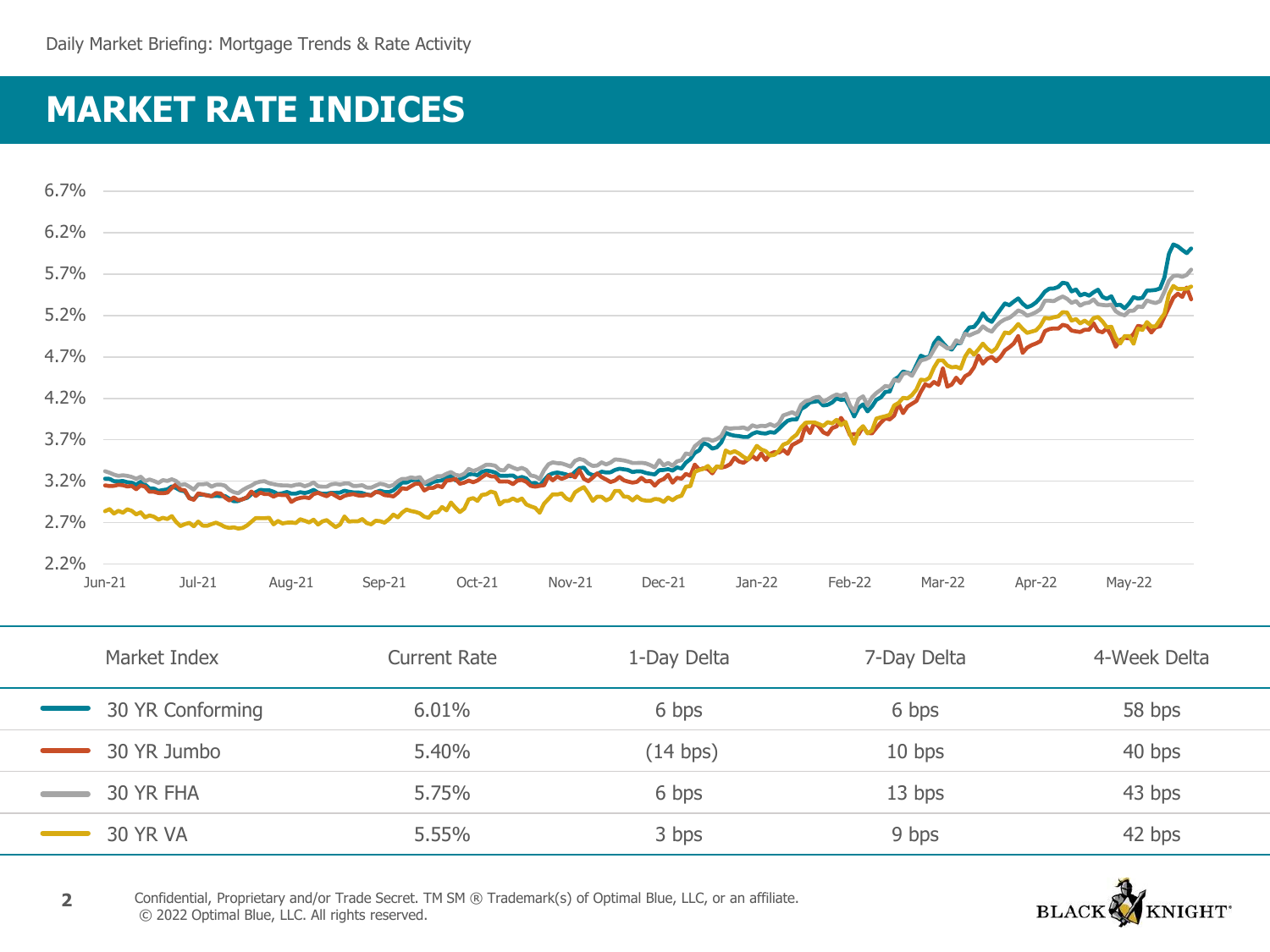# MARKET RATE INDICES

| Market Index | Current Rate | 1-Day Delta | 7-Day Delta | 4-Week Delta |
|---|---|---|---|---|
| 30 YR Conforming | 6.01% | 6 bps | 6 bps | 58 bps |
| 30 YR Jumbo | 5.40% | (14 bps) | 10 bps | 40 bps |
| 30 YR FHA | 5.75% | 6 bps | 13 bps | 43 bps |
| 30 YR VA | 5.55% | 3 bps | 9 bps | 42 bps |

Confidential, Proprietary and/or Trade Secret. TM SM ® Trademark(s) of Optimal Blue, LLC, or an affiliate.
© 2022 Optimal Blue, LLC. All rights reserved.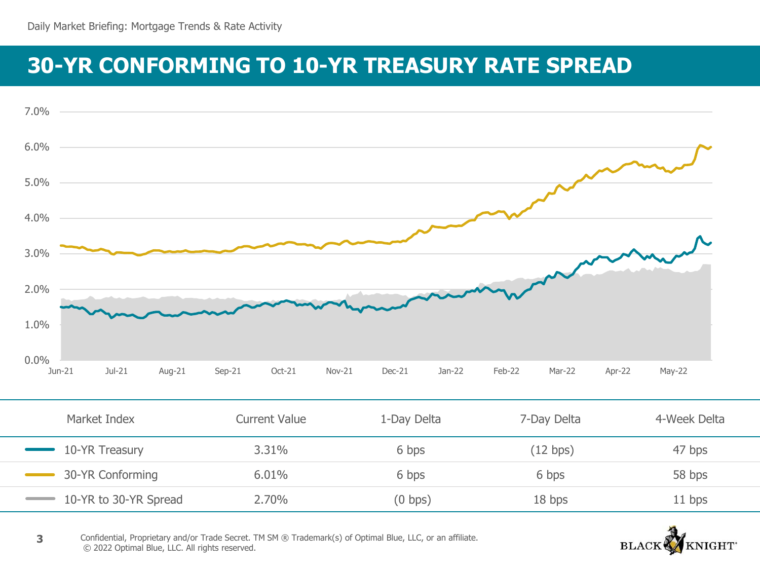# 30-YR CONFORMING TO 10-YR TREASURY RATE SPREAD

| Market Index | Current Value | 1-Day Delta | 7-Day Delta | 4-Week Delta |
|---|---|---|---|---|
| 10-YR Treasury | 3.31% | 6 bps | (12 bps) | 47 bps |
| 30-YR Conforming | 6.01% | 6 bps | 6 bps | 58 bps |
| 10-YR to 30-YR Spread | 2.70% | (0 bps) | 18 bps | 11 bps |

Confidential, Proprietary and/or Trade Secret. TM SM ® Trademark(s) of Optimal Blue, LLC, or an affiliate.
© 2022 Optimal Blue, LLC. All rights reserved.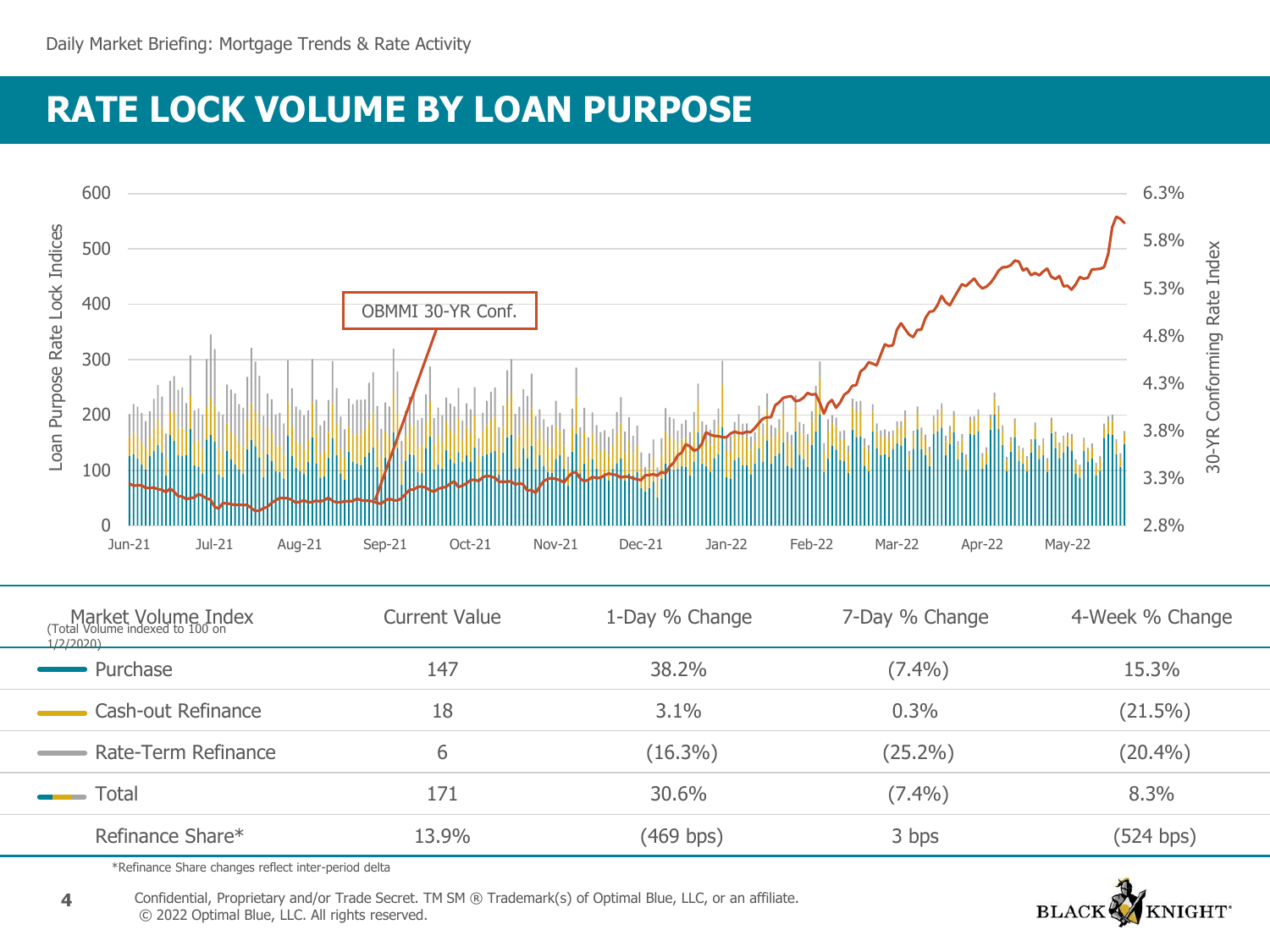Daily Market Briefing: Mortgage Trends & Rate Activity

# RATE LOCK VOLUME BY LOAN PURPOSE

| Market Volume Index (Total Volume indexed to 100 on 1/2/2020) | Current Value | 1-Day % Change | 7-Day % Change | 4-Week % Change |
|---|---|---|---|---|
| Purchase | 147 | 38.2% | (7.4%) | 15.3% |
| Cash-out Refinance | 18 | 3.1% | 0.3% | (21.5%) |
| Rate-Term Refinance | 6 | (16.3%) | (25.2%) | (20.4%) |
| Total | 171 | 30.6% | (7.4%) | 8.3% |
| Refinance Share* | 13.9% | (469 bps) | 3 bps | (524 bps) |

*Refinance Share changes reflect inter-period delta

Confidential, Proprietary and/or Trade Secret. TM SM ® Trademark(s) of Optimal Blue, LLC, or an affiliate.
© 2022 Optimal Blue, LLC. All rights reserved.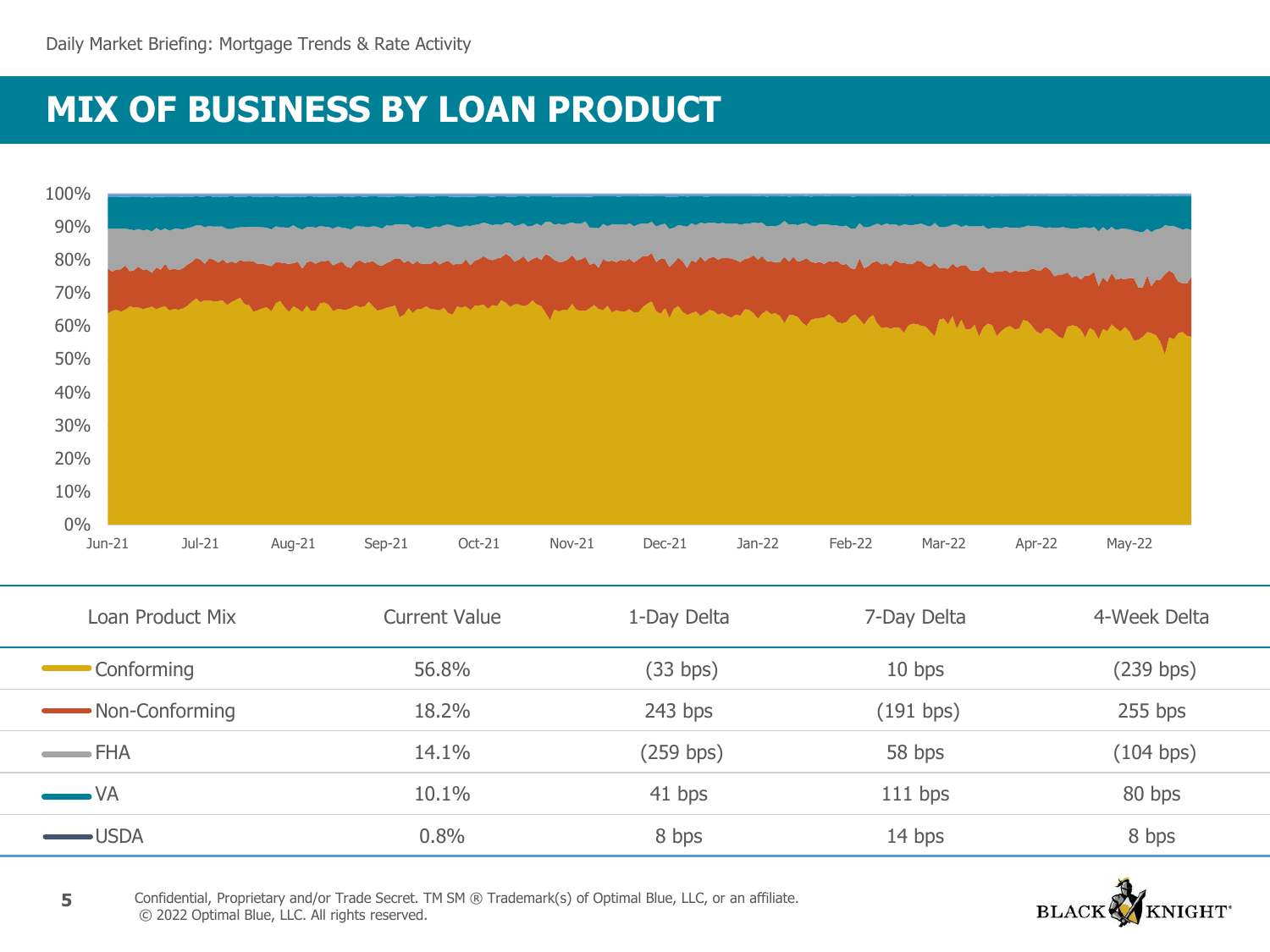# MIX OF BUSINESS BY LOAN PRODUCT

| Loan Product Mix | Current Value | 1-Day Delta | 7-Day Delta | 4-Week Delta |
| --- | --- | --- | --- | --- |
| Conforming | 56.8% | (33 bps) | 10 bps | (239 bps) |
| Non-Conforming | 18.2% | 243 bps | (191 bps) | 255 bps |
| FHA | 14.1% | (259 bps) | 58 bps | (104 bps) |
| VA | 10.1% | 41 bps | 111 bps | 80 bps |
| USDA | 0.8% | 8 bps | 14 bps | 8 bps |

Confidential, Proprietary and/or Trade Secret. TM SM ® Trademark(s) of Optimal Blue, LLC, or an affiliate.
© 2022 Optimal Blue, LLC. All rights reserved.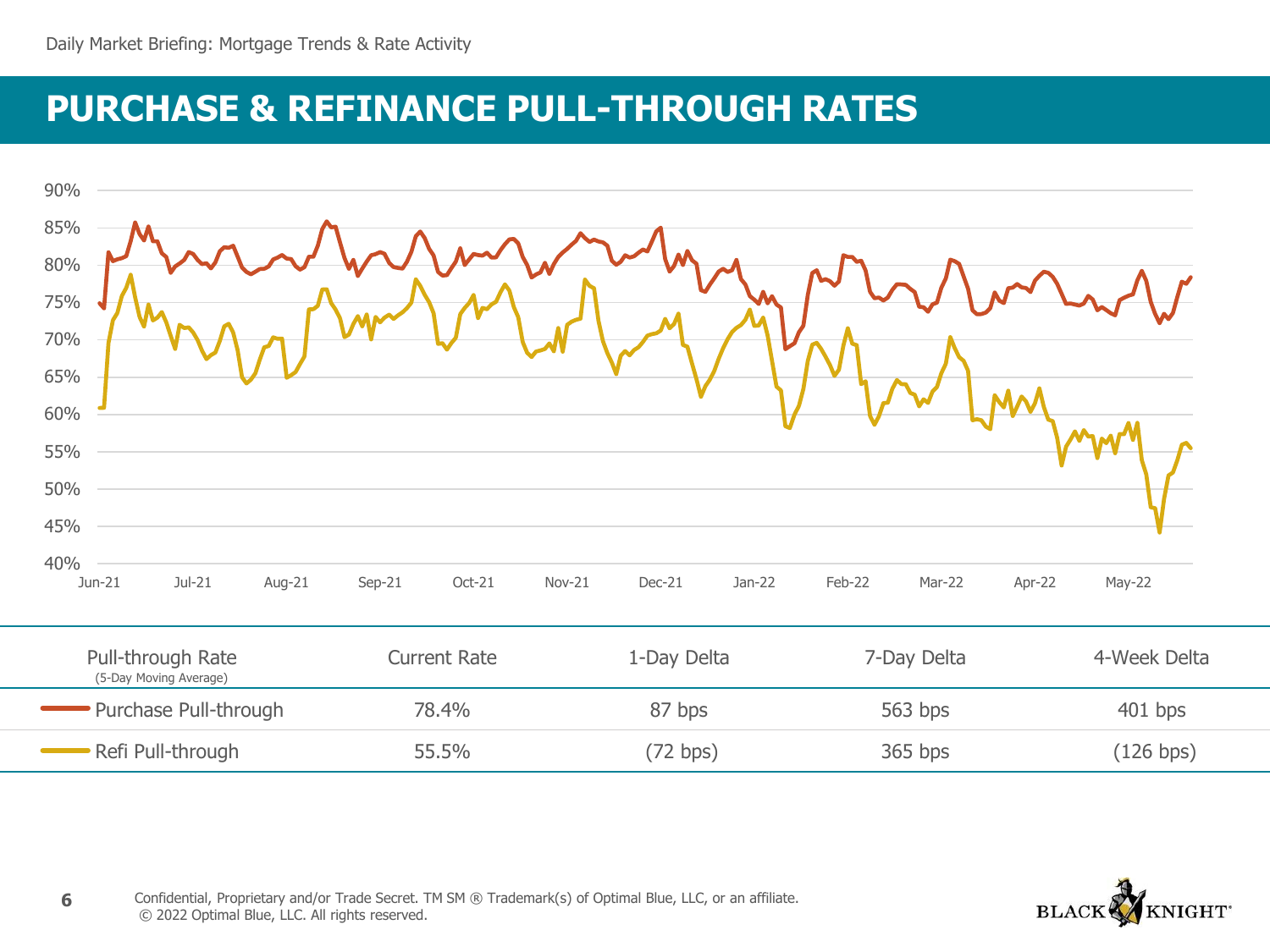Daily Market Briefing: Mortgage Trends & Rate Activity

# PURCHASE & REFINANCE PULL-THROUGH RATES

| Pull-through Rate (5-Day Moving Average) | Current Rate | 1-Day Delta | 7-Day Delta | 4-Week Delta |
|---|---|---|---|---|
| Purchase Pull-through | 78.4% | 87 bps | 563 bps | 401 bps |
| Refi Pull-through | 55.5% | (72 bps) | 365 bps | (126 bps) |

Confidential, Proprietary and/or Trade Secret. TM SM ® Trademark(s) of Optimal Blue, LLC, or an affiliate.
© 2022 Optimal Blue, LLC. All rights reserved.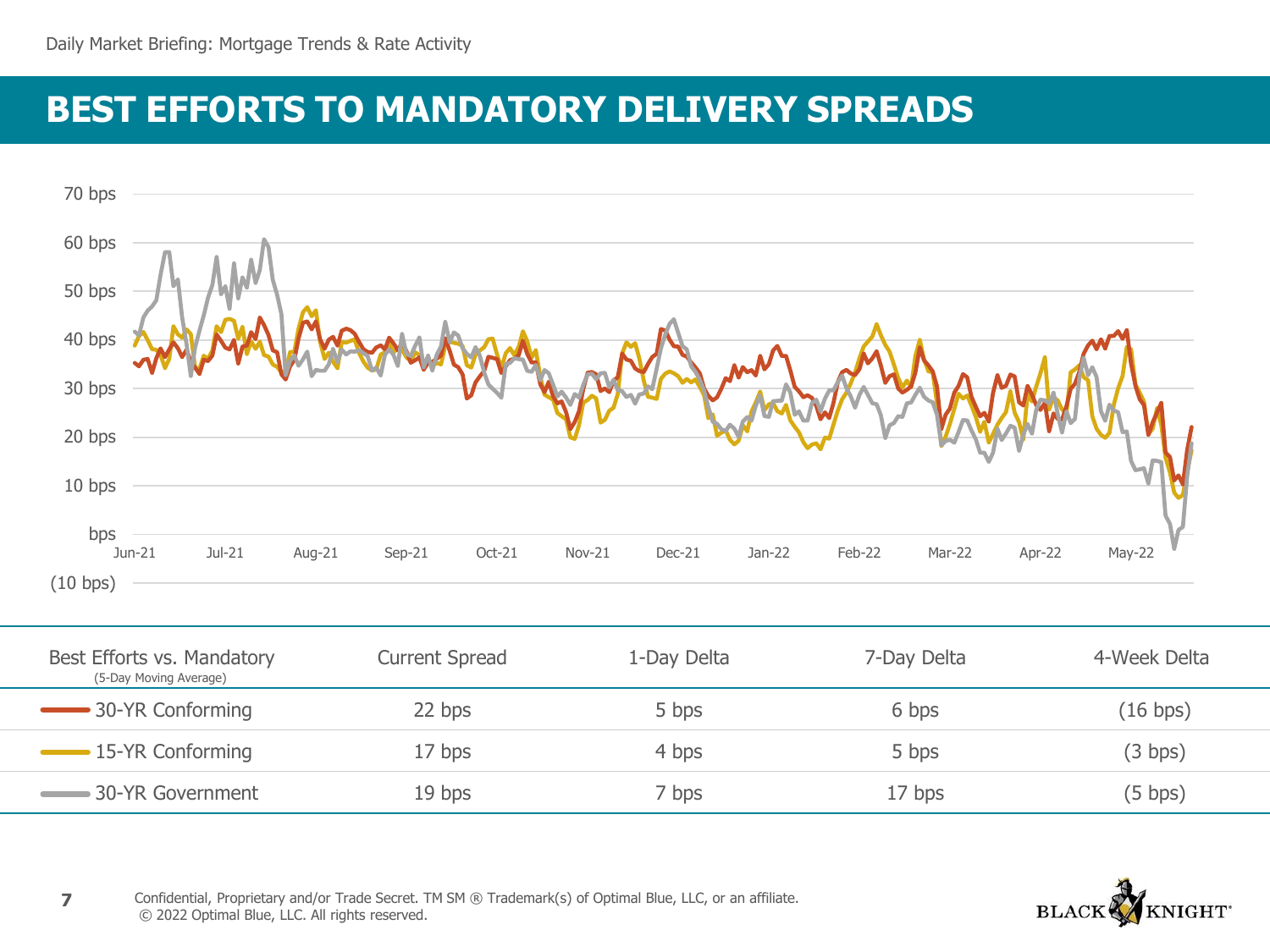Daily Market Briefing: Mortgage Trends & Rate Activity

# BEST EFFORTS TO MANDATORY DELIVERY SPREADS

| Best Efforts vs. Mandatory (5-Day Moving Average) | Current Spread | 1-Day Delta | 7-Day Delta | 4-Week Delta |
|---|---|---|---|---|
| 30-YR Conforming | 22 bps | 5 bps | 6 bps | (16 bps) |
| 15-YR Conforming | 17 bps | 4 bps | 5 bps | (3 bps) |
| 30-YR Government | 19 bps | 7 bps | 17 bps | (5 bps) |

Confidential, Proprietary and/or Trade Secret. TM SM ® Trademark(s) of Optimal Blue, LLC, or an affiliate.
© 2022 Optimal Blue, LLC. All rights reserved.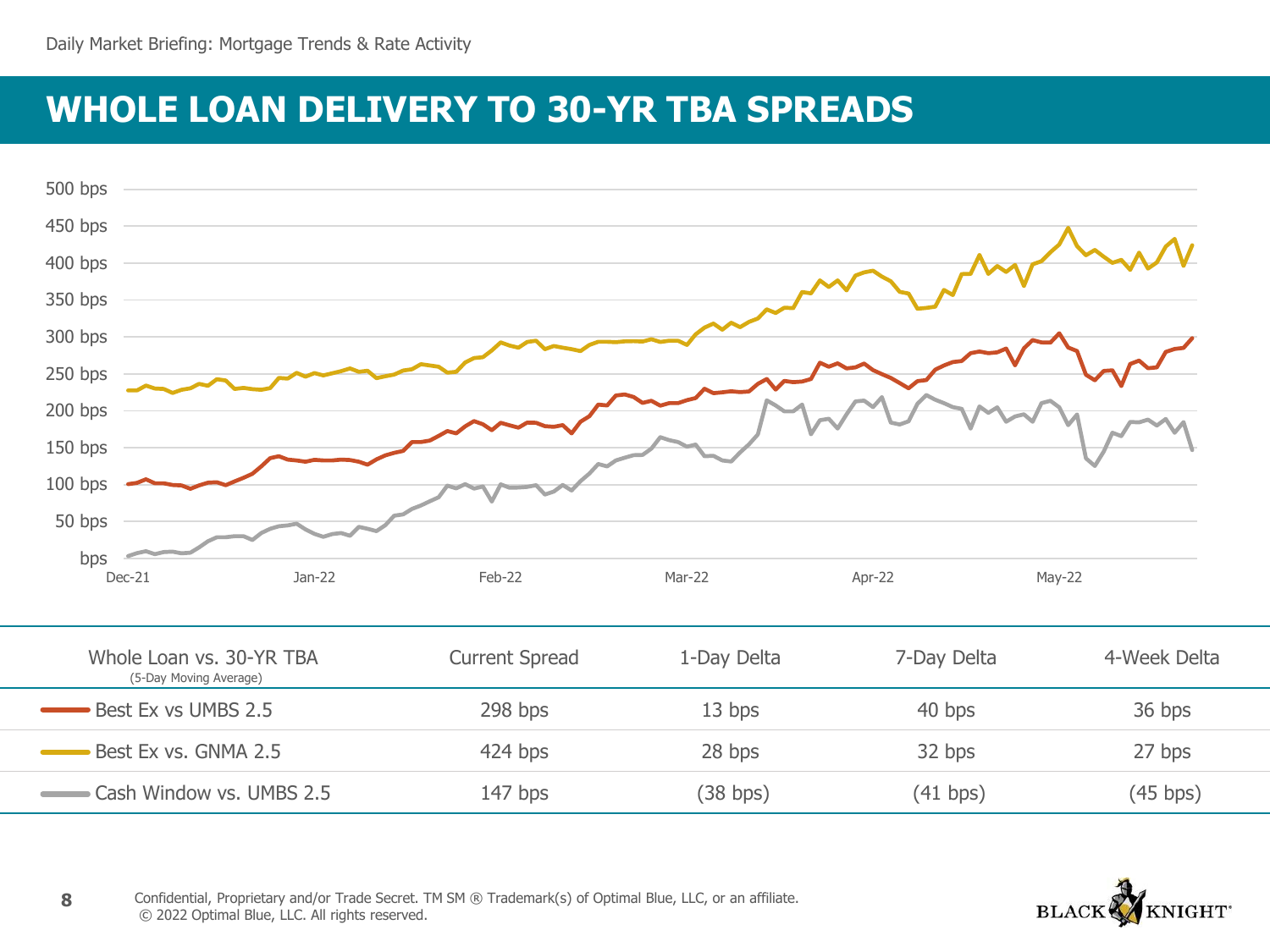Daily Market Briefing: Mortgage Trends & Rate Activity

# WHOLE LOAN DELIVERY TO 30-YR TBA SPREADS

| Whole Loan vs. 30-YR TBA (5-Day Moving Average) | Current Spread | 1-Day Delta | 7-Day Delta | 4-Week Delta |
|---|---|---|---|---|
| Best Ex vs UMBS 2.5 | 298 bps | 13 bps | 40 bps | 36 bps |
| Best Ex vs. GNMA 2.5 | 424 bps | 28 bps | 32 bps | 27 bps |
| Cash Window vs. UMBS 2.5 | 147 bps | (38 bps) | (41 bps) | (45 bps) |

Confidential, Proprietary and/or Trade Secret. TM SM ® Trademark(s) of Optimal Blue, LLC, or an affiliate.
© 2022 Optimal Blue, LLC. All rights reserved.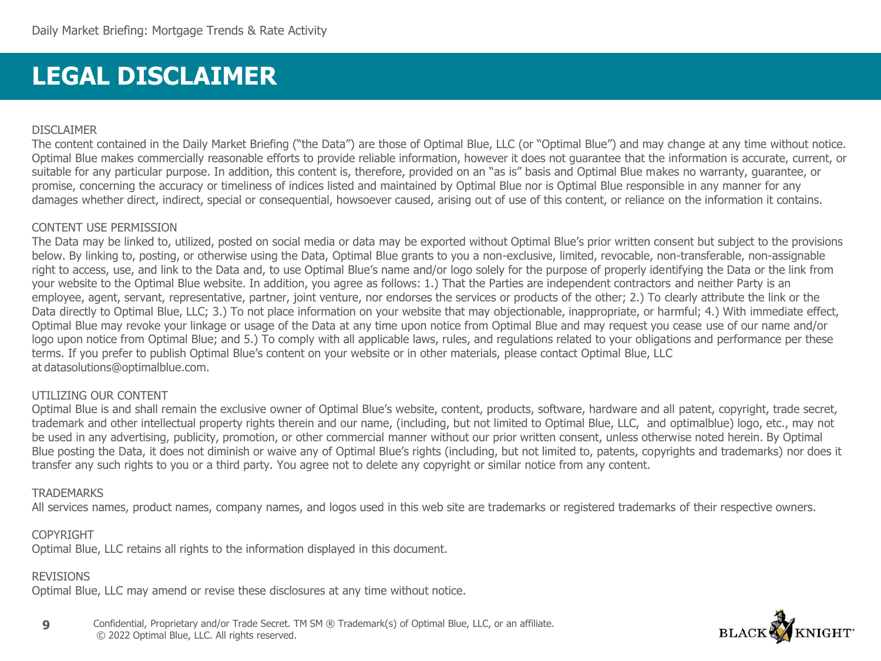# LEGAL DISCLAIMER

DISCLAIMER

The content contained in the Daily Market Briefing ("the Data") are those of Optimal Blue, LLC (or "Optimal Blue") and may change at any time without notice. Optimal Blue makes commercially reasonable efforts to provide reliable information, however it does not guarantee that the information is accurate, current, or suitable for any particular purpose. In addition, this content is, therefore, provided on an "as is" basis and Optimal Blue makes no warranty, guarantee, or promise, concerning the accuracy or timeliness of indices listed and maintained by Optimal Blue nor is Optimal Blue responsible in any manner for any damages whether direct, indirect, special or consequential, howsoever caused, arising out of use of this content, or reliance on the information it contains.

CONTENT USE PERMISSION

The Data may be linked to, utilized, posted on social media or data may be exported without Optimal Blue's prior written consent but subject to the provisions below. By linking to, posting, or otherwise using the Data, Optimal Blue grants to you a non-exclusive, limited, revocable, non-transferable, non-assignable right to access, use, and link to the Data and, to use Optimal Blue's name and/or logo solely for the purpose of properly identifying the Data or the link from your website to the Optimal Blue website. In addition, you agree as follows: 1.) That the Parties are independent contractors and neither Party is an employee, agent, servant, representative, partner, joint venture, nor endorses the services or products of the other; 2.) To clearly attribute the link or the Data directly to Optimal Blue, LLC; 3.) To not place information on your website that may objectionable, inappropriate, or harmful; 4.) With immediate effect, Optimal Blue may revoke your linkage or usage of the Data at any time upon notice from Optimal Blue and may request you cease use of our name and/or logo upon notice from Optimal Blue; and 5.) To comply with all applicable laws, rules, and regulations related to your obligations and performance per these terms. If you prefer to publish Optimal Blue's content on your website or in other materials, please contact Optimal Blue, LLC at datasolutions@optimalblue.com.

UTILIZING OUR CONTENT

Optimal Blue is and shall remain the exclusive owner of Optimal Blue's website, content, products, software, hardware and all patent, copyright, trade secret, trademark and other intellectual property rights therein and our name, (including, but not limited to Optimal Blue, LLC, and optimalblue) logo, etc., may not be used in any advertising, publicity, promotion, or other commercial manner without our prior written consent, unless otherwise noted herein. By Optimal Blue posting the Data, it does not diminish or waive any of Optimal Blue's rights (including, but not limited to, patents, copyrights and trademarks) nor does it transfer any such rights to you or a third party. You agree not to delete any copyright or similar notice from any content.

TRADEMARKS

All services names, product names, company names, and logos used in this web site are trademarks or registered trademarks of their respective owners.

COPYRIGHT

Optimal Blue, LLC retains all rights to the information displayed in this document.

REVISIONS

Optimal Blue, LLC may amend or revise these disclosures at any time without notice.

Confidential, Proprietary and/or Trade Secret. TM SM ® Trademark(s) of Optimal Blue, LLC, or an affiliate.
© 2022 Optimal Blue, LLC. All rights reserved.